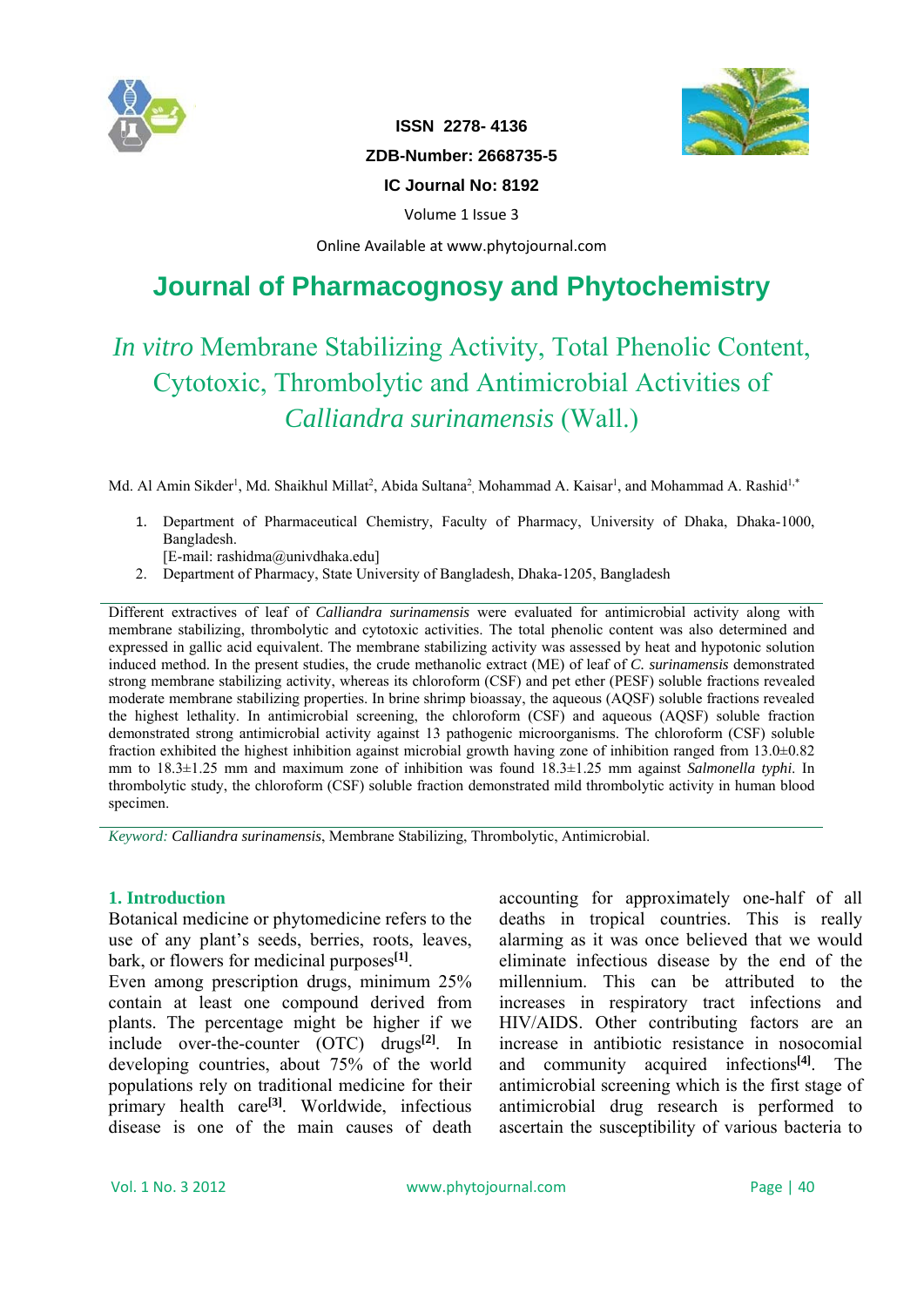ISSN 2278- 4136

ZDB-Number: 2668735-5

IC Journal No: 8192

Volume 1 Issue 3

Online Available at www.phytojournal.com

# Journal of Pharmacognosy and Phytochemistry

## *In vitro* Membrane Stabilizing Activity, Total Phenolic Content, Cytotoxic, Thrombolytic and Antimicrobial Activities of *Calliandra surinamensis* (Wall.)

Md. Al Amin Sikder[1], Md. Shaikhul Millat[2], Abida Sultana[2], Mohammad A. Kaisar[1], and Mohammad A. Rashid[1,*]

1. Department of Pharmaceutical Chemistry, Faculty of Pharmacy, University of Dhaka, Dhaka-1000, Bangladesh.
   [E-mail: rashidma@univdhaka.edu]
2. Department of Pharmacy, State University of Bangladesh, Dhaka-1205, Bangladesh

Different extractives of leaf of *Calliandra surinamensis* were evaluated for antimicrobial activity along with membrane stabilizing, thrombolytic and cytotoxic activities. The total phenolic content was also determined and expressed in gallic acid equivalent. The membrane stabilizing activity was assessed by heat and hypotonic solution induced method. In the present studies, the crude methanolic extract (ME) of leaf of *C. surinamensis* demonstrated strong membrane stabilizing activity, whereas its chloroform (CSF) and pet ether (PESF) soluble fractions revealed moderate membrane stabilizing properties. In brine shrimp bioassay, the aqueous (AQSF) soluble fractions revealed the highest lethality. In antimicrobial screening, the chloroform (CSF) and aqueous (AQSF) soluble fraction demonstrated strong antimicrobial activity against 13 pathogenic microorganisms. The chloroform (CSF) soluble fraction exhibited the highest inhibition against microbial growth having zone of inhibition ranged from 13.0±0.82 mm to 18.3±1.25 mm and maximum zone of inhibition was found 18.3±1.25 mm against *Salmonella typhi*. In thrombolytic study, the chloroform (CSF) soluble fraction demonstrated mild thrombolytic activity in human blood specimen.

*Keyword:* *Calliandra surinamensis*, Membrane Stabilizing, Thrombolytic, Antimicrobial.

### 1. Introduction

Botanical medicine or phytomedicine refers to the use of any plant's seeds, berries, roots, leaves, bark, or flowers for medicinal purposes[1].
Even among prescription drugs, minimum 25% contain at least one compound derived from plants. The percentage might be higher if we include over-the-counter (OTC) drugs[2]. In developing countries, about 75% of the world populations rely on traditional medicine for their primary health care[3]. Worldwide, infectious disease is one of the main causes of death accounting for approximately one-half of all deaths in tropical countries. This is really alarming as it was once believed that we would eliminate infectious disease by the end of the millennium. This can be attributed to the increases in respiratory tract infections and HIV/AIDS. Other contributing factors are an increase in antibiotic resistance in nosocomial and community acquired infections[4]. The antimicrobial screening which is the first stage of antimicrobial drug research is performed to ascertain the susceptibility of various bacteria to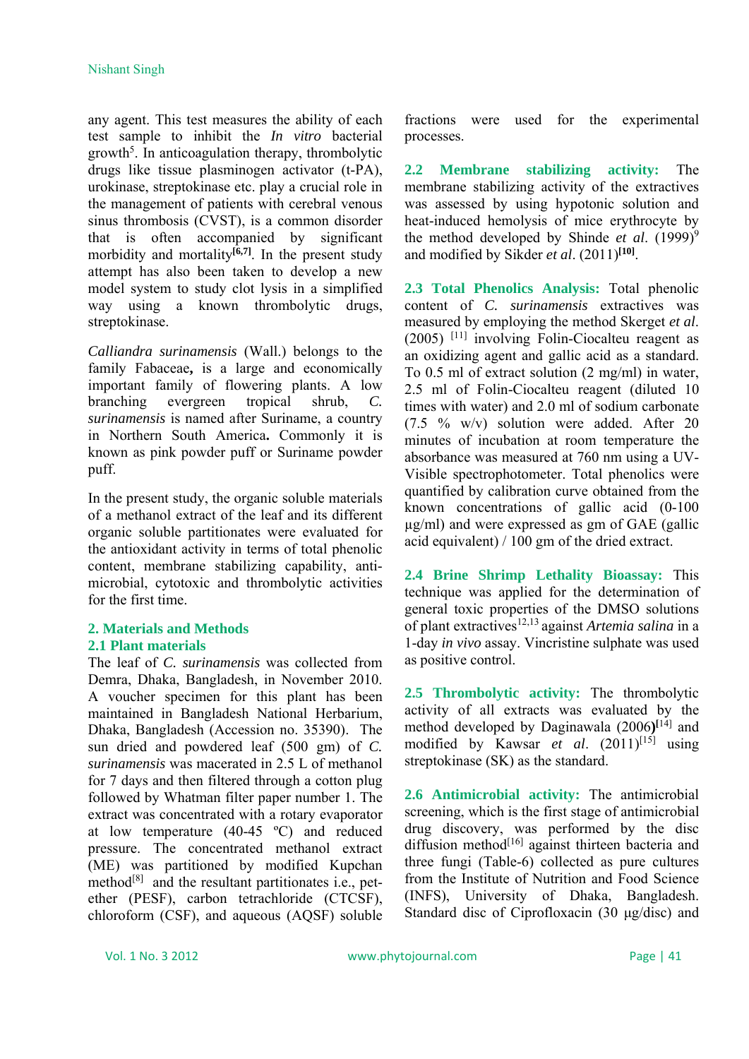any agent. This test measures the ability of each test sample to inhibit the *In vitro* bacterial growth[5]. In anticoagulation therapy, thrombolytic drugs like tissue plasminogen activator (t-PA), urokinase, streptokinase etc. play a crucial role in the management of patients with cerebral venous sinus thrombosis (CVST), is a common disorder that is often accompanied by significant morbidity and mortality[6,7]. In the present study attempt has also been taken to develop a new model system to study clot lysis in a simplified way using a known thrombolytic drugs, streptokinase.

*Calliandra surinamensis* (Wall.) belongs to the family Fabaceae**,** is a large and economically important family of flowering plants. A low branching evergreen tropical shrub, *C. surinamensis* is named after Suriname, a country in Northern South America**.** Commonly it is known as pink powder puff or Suriname powder puff.

In the present study, the organic soluble materials of a methanol extract of the leaf and its different organic soluble partitionates were evaluated for the antioxidant activity in terms of total phenolic content, membrane stabilizing capability, anti-microbial, cytotoxic and thrombolytic activities for the first time.

## 2. Materials and Methods

### 2.1 Plant materials

The leaf of *C. surinamensis* was collected from Demra, Dhaka, Bangladesh, in November 2010. A voucher specimen for this plant has been maintained in Bangladesh National Herbarium, Dhaka, Bangladesh (Accession no. 35390). The sun dried and powdered leaf (500 gm) of *C. surinamensis* was macerated in 2.5 L of methanol for 7 days and then filtered through a cotton plug followed by Whatman filter paper number 1. The extract was concentrated with a rotary evaporator at low temperature (40-45 ºC) and reduced pressure. The concentrated methanol extract (ME) was partitioned by modified Kupchan method[8] and the resultant partitionates i.e., pet-ether (PESF), carbon tetrachloride (CTCSF), chloroform (CSF), and aqueous (AQSF) soluble fractions were used for the experimental processes.

**2.2 Membrane stabilizing activity:** The membrane stabilizing activity of the extractives was assessed by using hypotonic solution and heat-induced hemolysis of mice erythrocyte by the method developed by Shinde *et al*. (1999)[9] and modified by Sikder *et al*. (2011)[10].

**2.3 Total Phenolics Analysis:** Total phenolic content of *C. surinamensis* extractives was measured by employing the method Skerget *et al*. (2005) [11] involving Folin-Ciocalteu reagent as an oxidizing agent and gallic acid as a standard. To 0.5 ml of extract solution (2 mg/ml) in water, 2.5 ml of Folin-Ciocalteu reagent (diluted 10 times with water) and 2.0 ml of sodium carbonate (7.5 % w/v) solution were added. After 20 minutes of incubation at room temperature the absorbance was measured at 760 nm using a UV-Visible spectrophotometer. Total phenolics were quantified by calibration curve obtained from the known concentrations of gallic acid (0-100 µg/ml) and were expressed as gm of GAE (gallic acid equivalent) / 100 gm of the dried extract.

**2.4 Brine Shrimp Lethality Bioassay:** This technique was applied for the determination of general toxic properties of the DMSO solutions of plant extractives[12,13] against *Artemia salina* in a 1-day *in vivo* assay. Vincristine sulphate was used as positive control.

**2.5 Thrombolytic activity:** The thrombolytic activity of all extracts was evaluated by the method developed by Daginawala (2006)[14] and modified by Kawsar *et al*. (2011)[15] using streptokinase (SK) as the standard.

**2.6 Antimicrobial activity:** The antimicrobial screening, which is the first stage of antimicrobial drug discovery, was performed by the disc diffusion method[16] against thirteen bacteria and three fungi (Table-6) collected as pure cultures from the Institute of Nutrition and Food Science (INFS), University of Dhaka, Bangladesh. Standard disc of Ciprofloxacin (30 µg/disc) and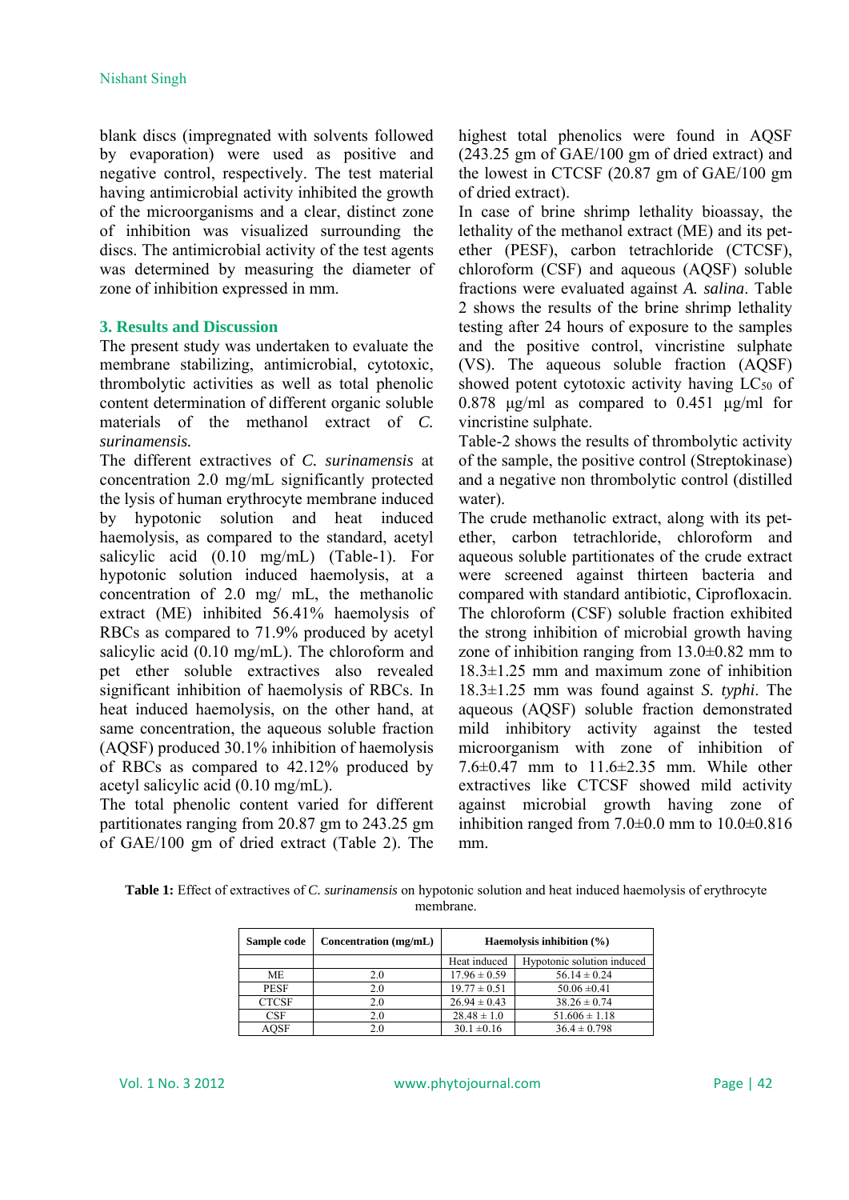blank discs (impregnated with solvents followed by evaporation) were used as positive and negative control, respectively. The test material having antimicrobial activity inhibited the growth of the microorganisms and a clear, distinct zone of inhibition was visualized surrounding the discs. The antimicrobial activity of the test agents was determined by measuring the diameter of zone of inhibition expressed in mm.

## 3. Results and Discussion

The present study was undertaken to evaluate the membrane stabilizing, antimicrobial, cytotoxic, thrombolytic activities as well as total phenolic content determination of different organic soluble materials of the methanol extract of *C. surinamensis.*

The different extractives of *C. surinamensis* at concentration 2.0 mg/mL significantly protected the lysis of human erythrocyte membrane induced by hypotonic solution and heat induced haemolysis, as compared to the standard, acetyl salicylic acid (0.10 mg/mL) (Table-1). For hypotonic solution induced haemolysis, at a concentration of 2.0 mg/ mL, the methanolic extract (ME) inhibited 56.41% haemolysis of RBCs as compared to 71.9% produced by acetyl salicylic acid (0.10 mg/mL). The chloroform and pet ether soluble extractives also revealed significant inhibition of haemolysis of RBCs. In heat induced haemolysis, on the other hand, at same concentration, the aqueous soluble fraction (AQSF) produced 30.1% inhibition of haemolysis of RBCs as compared to 42.12% produced by acetyl salicylic acid (0.10 mg/mL).

The total phenolic content varied for different partitionates ranging from 20.87 gm to 243.25 gm of GAE/100 gm of dried extract (Table 2). The highest total phenolics were found in AQSF (243.25 gm of GAE/100 gm of dried extract) and the lowest in CTCSF (20.87 gm of GAE/100 gm of dried extract).

In case of brine shrimp lethality bioassay, the lethality of the methanol extract (ME) and its pet-ether (PESF), carbon tetrachloride (CTCSF), chloroform (CSF) and aqueous (AQSF) soluble fractions were evaluated against *A. salina*. Table 2 shows the results of the brine shrimp lethality testing after 24 hours of exposure to the samples and the positive control, vincristine sulphate (VS). The aqueous soluble fraction (AQSF) showed potent cytotoxic activity having $LC_{50}$ of 0.878 μg/ml as compared to 0.451 μg/ml for vincristine sulphate.

Table-2 shows the results of thrombolytic activity of the sample, the positive control (Streptokinase) and a negative non thrombolytic control (distilled water).

The crude methanolic extract, along with its pet-ether, carbon tetrachloride, chloroform and aqueous soluble partitionates of the crude extract were screened against thirteen bacteria and compared with standard antibiotic, Ciprofloxacin. The chloroform (CSF) soluble fraction exhibited the strong inhibition of microbial growth having zone of inhibition ranging from 13.0±0.82 mm to 18.3±1.25 mm and maximum zone of inhibition 18.3±1.25 mm was found against *S. typhi*. The aqueous (AQSF) soluble fraction demonstrated mild inhibitory activity against the tested microorganism with zone of inhibition of 7.6±0.47 mm to 11.6±2.35 mm. While other extractives like CTCSF showed mild activity against microbial growth having zone of inhibition ranged from 7.0±0.0 mm to 10.0±0.816 mm.

**Table 1:** Effect of extractives of *C. surinamensis* on hypotonic solution and heat induced haemolysis of erythrocyte membrane.

| Sample code | Concentration (mg/mL) | Haemolysis inhibition (%) | |
|---|---|---|---|
| | | Heat induced | Hypotonic solution induced |
| ME | 2.0 | 17.96 ± 0.59 | 56.14 ± 0.24 |
| PESF | 2.0 | 19.77 ± 0.51 | 50.06 ±0.41 |
| CTCSF | 2.0 | 26.94 ± 0.43 | 38.26 ± 0.74 |
| CSF | 2.0 | 28.48 ± 1.0 | 51.606 ± 1.18 |
| AQSF | 2.0 | 30.1 ±0.16 | 36.4 ± 0.798 |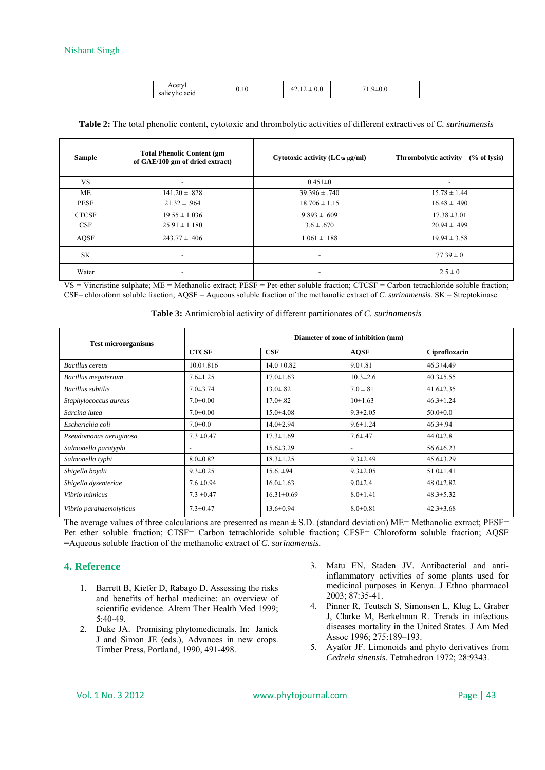| Acetyl salicylic acid | 0.10 | 42.12 ± 0.0 | 71.9±0.0 |
|---|---|---|---|

**Table 2:** The total phenolic content, cytotoxic and thrombolytic activities of different extractives of *C. surinamensis*

| Sample | Total Phenolic Content (gm of GAE/100 gm of dried extract) | Cytotoxic activity ($LC_{50}$ μg/ml) | Thrombolytic activity (% of lysis) |
|---|---|---|---|
| VS | - | 0.451±0 | - |
| ME | 141.20 ± .828 | 39.396 ± .740 | 15.78 ± 1.44 |
| PESF | 21.32 ± .964 | 18.706 ± 1.15 | 16.48 ± .490 |
| CTCSF | 19.55 ± 1.036 | 9.893 ± .609 | 17.38 ±3.01 |
| CSF | 25.91 ± 1.180 | 3.6 ± .670 | 20.94 ± .499 |
| AQSF | 243.77 ± .406 | 1.061 ± .188 | 19.94 ± 3.58 |
| SK | - | - | 77.39 ± 0 |
| Water | - | - | 2.5 ± 0 |

VS = Vincristine sulphate; ME = Methanolic extract; PESF = Pet-ether soluble fraction; CTCSF = Carbon tetrachloride soluble fraction; CSF= chloroform soluble fraction; AQSF = Aqueous soluble fraction of the methanolic extract of *C. surinamensis.* SK = Streptokinase

**Table 3:** Antimicrobial activity of different partitionates of *C. surinamensis*

| Test microorganisms | Diameter of zone of inhibition (mm) | | | |
|---|---|---|---|---|
| | **CTCSF** | **CSF** | **AQSF** | **Ciprofloxacin** |
| *Bacillus cereus* | 10.0±.816 | 14.0 ±0.82 | 9.0±.81 | 46.3±4.49 |
| *Bacillus megaterium* | 7.6±1.25 | 17.0±1.63 | 10.3±2.6 | 40.3±5.55 |
| *Bacillus subtilis* | 7.0±3.74 | 13.0±.82 | 7.0 ±.81 | 41.6±2.35 |
| *Staphylococcus aureus* | 7.0±0.00 | 17.0±.82 | 10±1.63 | 46.3±1.24 |
| *Sarcina lutea* | 7.0±0.00 | 15.0±4.08 | 9.3±2.05 | 50.0±0.0 |
| *Escherichia coli* | 7.0±0.0 | 14.0±2.94 | 9.6±1.24 | 46.3±.94 |
| *Pseudomonas aeruginosa* | 7.3 ±0.47 | 17.3±1.69 | 7.6±.47 | 44.0±2.8 |
| *Salmonella paratyphi* | - | 15.6±3.29 | - | 56.6±6.23 |
| *Salmonella typhi* | 8.0±0.82 | 18.3±1.25 | 9.3±2.49 | 45.6±3.29 |
| *Shigella boydii* | 9.3±0.25 | 15.6. ±94 | 9.3±2.05 | 51.0±1.41 |
| *Shigella dysenteriae* | 7.6 ±0.94 | 16.0±1.63 | 9.0±2.4 | 48.0±2.82 |
| *Vibrio mimicus* | 7.3 ±0.47 | 16.31±0.69 | 8.0±1.41 | 48.3±5.32 |
| *Vibrio parahaemolyticus* | 7.3±0.47 | 13.6±0.94 | 8.0±0.81 | 42.3±3.68 |

The average values of three calculations are presented as mean ± S.D. (standard deviation) ME= Methanolic extract; PESF= Pet ether soluble fraction; CTSF= Carbon tetrachloride soluble fraction; CFSF= Chloroform soluble fraction; AQSF =Aqueous soluble fraction of the methanolic extract of *C. surinamensis.*

## 4. Reference

1. Barrett B, Kiefer D, Rabago D. Assessing the risks and benefits of herbal medicine: an overview of scientific evidence. Altern Ther Health Med 1999; 5:40-49.
2. Duke JA. Promising phytomedicinals. In: Janick J and Simon JE (eds.), Advances in new crops. Timber Press, Portland, 1990, 491-498.
3. Matu EN, Staden JV. Antibacterial and anti-inflammatory activities of some plants used for medicinal purposes in Kenya. J Ethno pharmacol 2003; 87:35-41.
4. Pinner R, Teutsch S, Simonsen L, Klug L, Graber J, Clarke M, Berkelman R. Trends in infectious diseases mortality in the United States. J Am Med Assoc 1996; 275:189–193.
5. Ayafor JF. Limonoids and phyto derivatives from *Cedrela sinensis.* Tetrahedron 1972; 28:9343.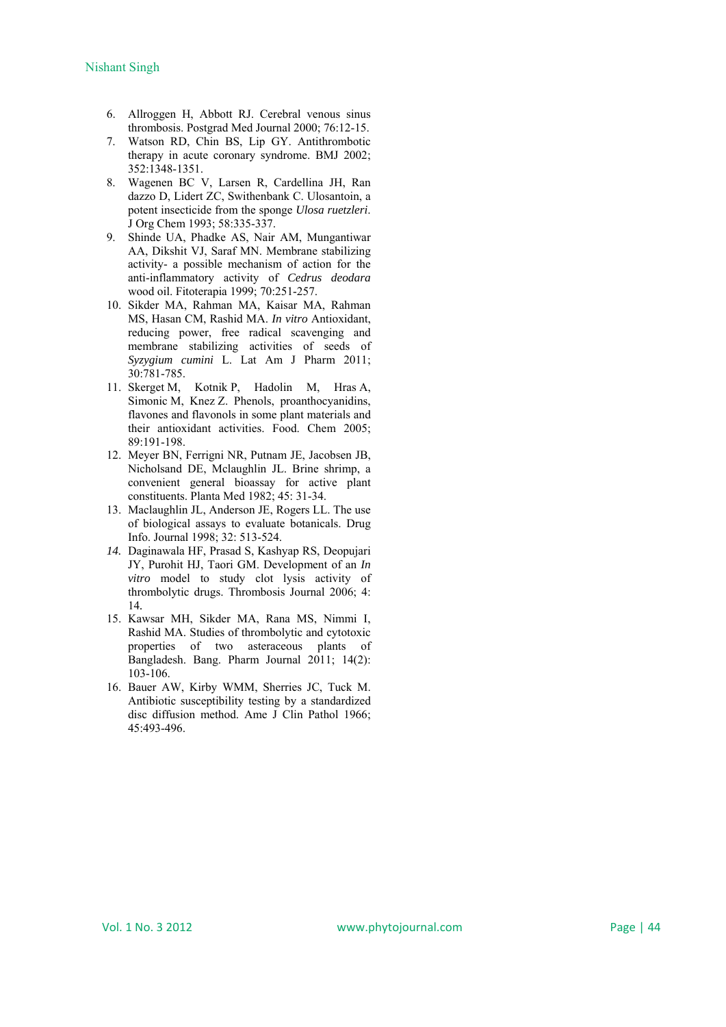6. Allroggen H, Abbott RJ. Cerebral venous sinus thrombosis. Postgrad Med Journal 2000; 76:12-15.
7. Watson RD, Chin BS, Lip GY. Antithrombotic therapy in acute coronary syndrome. BMJ 2002; 352:1348-1351.
8. Wagenen BC V, Larsen R, Cardellina JH, Ran dazzo D, Lidert ZC, Swithenbank C. Ulosantoin, a potent insecticide from the sponge *Ulosa ruetzleri*. J Org Chem 1993; 58:335-337.
9. Shinde UA, Phadke AS, Nair AM, Mungantiwar AA, Dikshit VJ, Saraf MN. Membrane stabilizing activity- a possible mechanism of action for the anti-inflammatory activity of *Cedrus deodara* wood oil. Fitoterapia 1999; 70:251-257.
10. Sikder MA, Rahman MA, Kaisar MA, Rahman MS, Hasan CM, Rashid MA. *In vitro* Antioxidant, reducing power, free radical scavenging and membrane stabilizing activities of seeds of *Syzygium cumini* L. Lat Am J Pharm 2011; 30:781-785.
11. Skerget M, Kotnik P, Hadolin M, Hras A, Simonic M, Knez Z. Phenols, proanthocyanidins, flavones and flavonols in some plant materials and their antioxidant activities. Food. Chem 2005; 89:191-198.
12. Meyer BN, Ferrigni NR, Putnam JE, Jacobsen JB, Nicholsand DE, Mclaughlin JL. Brine shrimp, a convenient general bioassay for active plant constituents. Planta Med 1982; 45: 31-34.
13. Maclaughlin JL, Anderson JE, Rogers LL. The use of biological assays to evaluate botanicals. Drug Info. Journal 1998; 32: 513-524.
14. Daginawala HF, Prasad S, Kashyap RS, Deopujari JY, Purohit HJ, Taori GM. Development of an *In vitro* model to study clot lysis activity of thrombolytic drugs. Thrombosis Journal 2006; 4: 14.
15. Kawsar MH, Sikder MA, Rana MS, Nimmi I, Rashid MA. Studies of thrombolytic and cytotoxic properties of two asteraceous plants of Bangladesh. Bang. Pharm Journal 2011; 14(2): 103-106.
16. Bauer AW, Kirby WMM, Sherries JC, Tuck M. Antibiotic susceptibility testing by a standardized disc diffusion method. Ame J Clin Pathol 1966; 45:493-496.